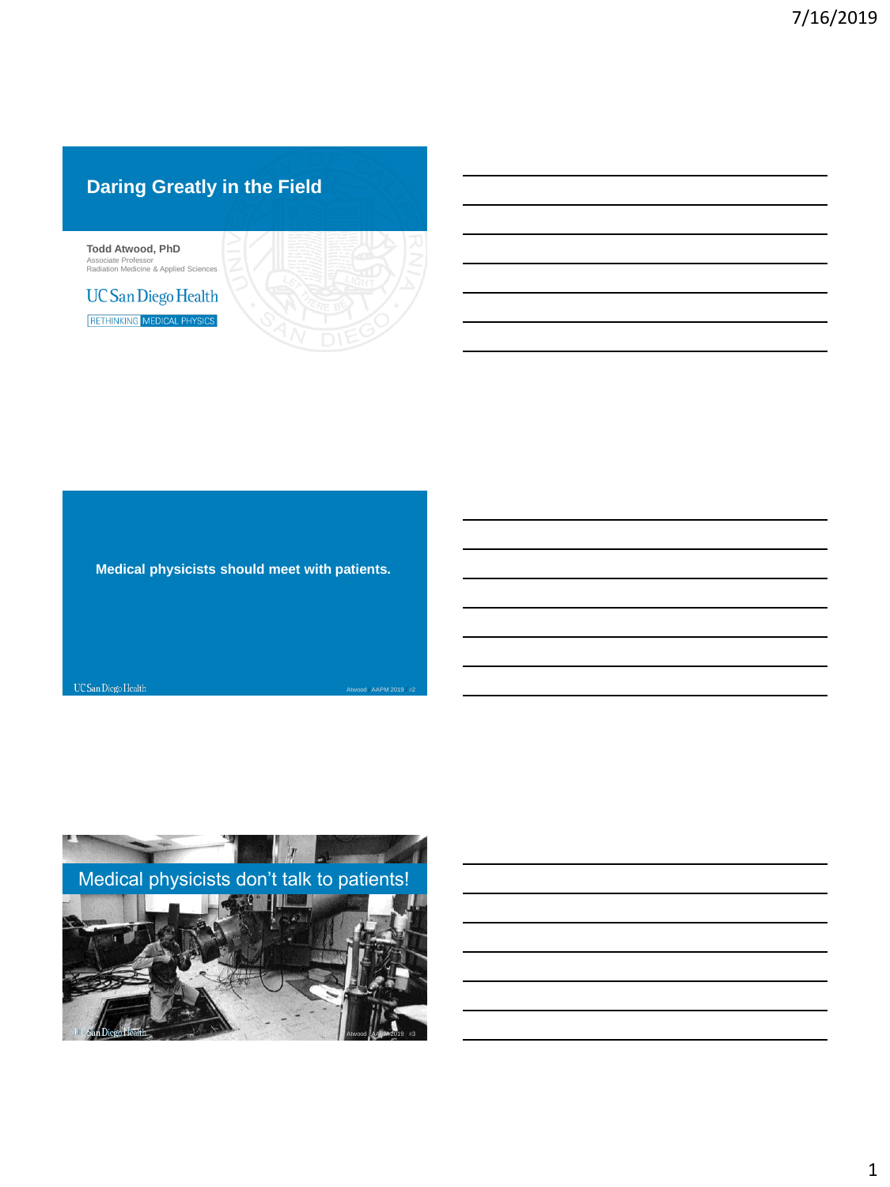# Daring Greatly in the Field

**Todd Atwood, PhD**
Associate Professor
Radiation Medicine & Applied Sciences

UC San Diego Health
RETHINKING MEDICAL PHYSICS

---

**Medical physicists should meet with patients.**

---

## Medical physicists don't talk to patients!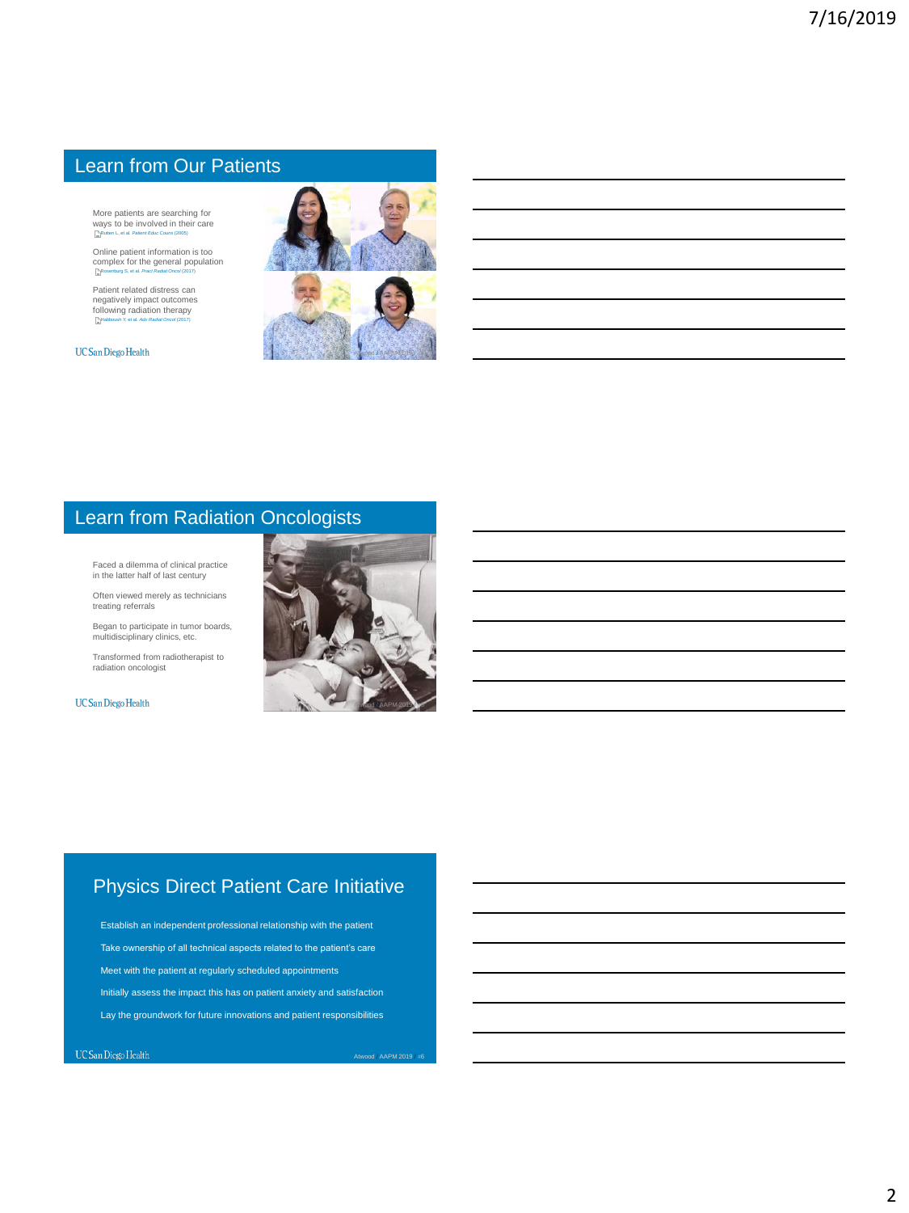## Learn from Our Patients

More patients are searching for ways to be involved in their care
Rutten L, et al. *Patient Educ Couns* (2005)

Online patient information is too complex for the general population
Rosenberg S, et al. *Pract Radiat Oncol* (2017)

Patient related distress can negatively impact outcomes following radiation therapy
Habboush Y, et al. *Adv Radiat Oncol* (2017)

UC San Diego Health

## Learn from Radiation Oncologists

Faced a dilemma of clinical practice in the latter half of last century

Often viewed merely as technicians treating referrals

Began to participate in tumor boards, multidisciplinary clinics, etc.

Transformed from radiotherapist to radiation oncologist

UC San Diego Health

## Physics Direct Patient Care Initiative

Establish an independent professional relationship with the patient

Take ownership of all technical aspects related to the patient's care

Meet with the patient at regularly scheduled appointments

Initially assess the impact this has on patient anxiety and satisfaction

Lay the groundwork for future innovations and patient responsibilities

UC San Diego Health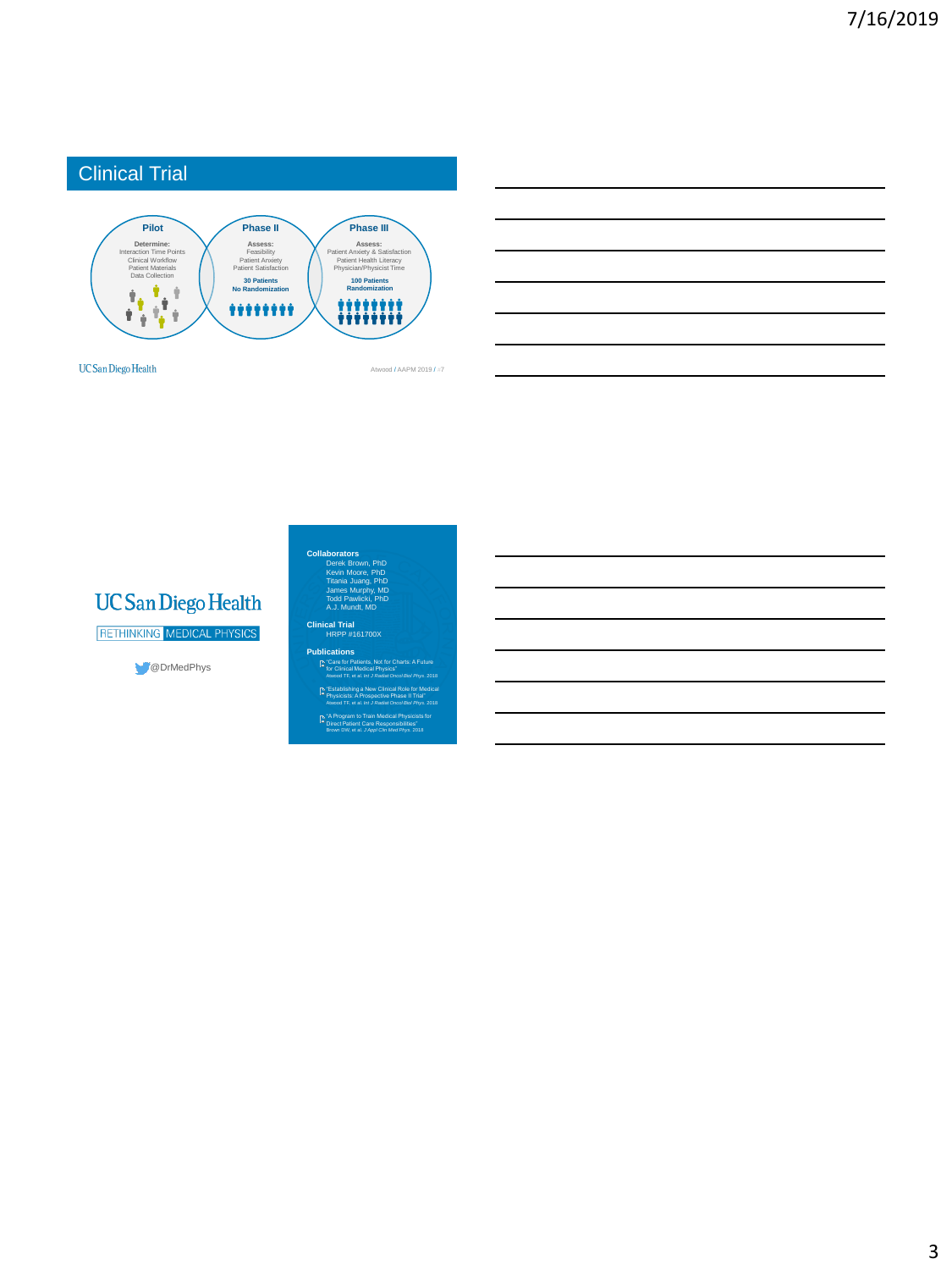## Clinical Trial

**Pilot**

**Determine:**
Interaction Time Points
Clinical Workflow
Patient Materials
Data Collection

**Phase II**

**Assess:**
Feasibility
Patient Anxiety
Patient Satisfaction

**30 Patients**
**No Randomization**

**Phase III**

**Assess:**
Patient Anxiety & Satisfaction
Patient Health Literacy
Physician/Physicist Time

**100 Patients**
**Randomization**

UC San Diego Health

Atwood / AAPM 2019 / 7

---

UC San Diego Health

RETHINKING MEDICAL PHYSICS

@DrMedPhys

**Collaborators**
Derek Brown, PhD
Kevin Moore, PhD
Titania Juang, PhD
James Murphy, MD
Todd Pawlicki, PhD
A.J. Mundt, MD

**Clinical Trial**
HRPP #161700X

**Publications**

- "Care for Patients, Not for Charts: A Future for Clinical Medical Physics"
  Atwood TF, et al. *Int J Radiat Oncol Biol Phys.* 2018
- "Establishing a New Clinical Role for Medical Physicists: A Prospective Phase II Trial"
  Atwood TF, et al. *Int J Radiat Oncol Biol Phys.* 2018
- "A Program to Train Medical Physicists for Direct Patient Care Responsibilities"
  Brown DW, et al. *J Appl Clin Med Phys.* 2018